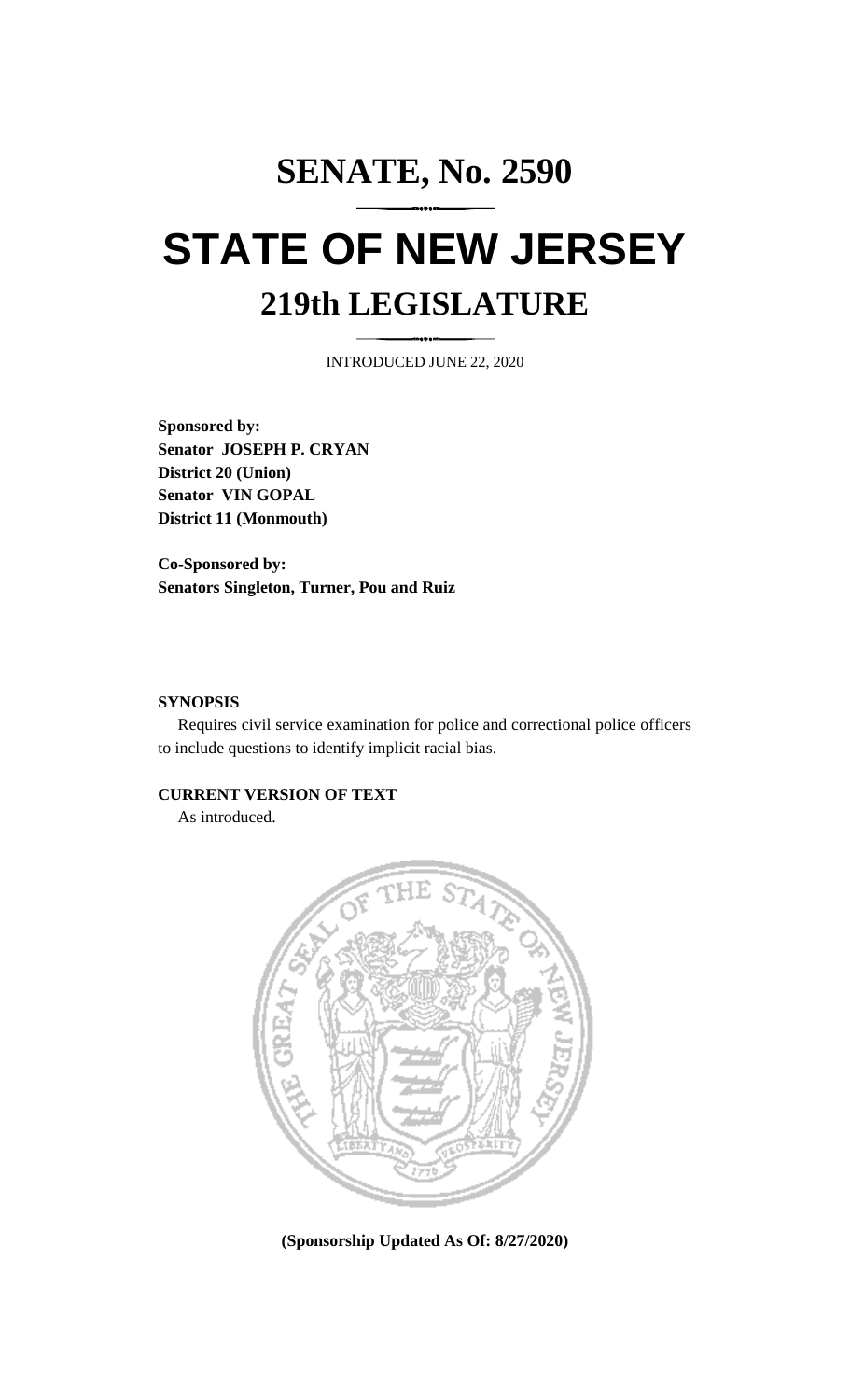# SENATE, No. 2590

# STATE OF NEW JERSEY

## 219th LEGISLATURE

INTRODUCED JUNE 22, 2020

**Sponsored by:**
**Senator JOSEPH P. CRYAN**
**District 20 (Union)**
**Senator VIN GOPAL**
**District 11 (Monmouth)**

**Co-Sponsored by:**
**Senators Singleton, Turner, Pou and Ruiz**

**SYNOPSIS**

Requires civil service examination for police and correctional police officers to include questions to identify implicit racial bias.

**CURRENT VERSION OF TEXT**

As introduced.

**(Sponsorship Updated As Of: 8/27/2020)**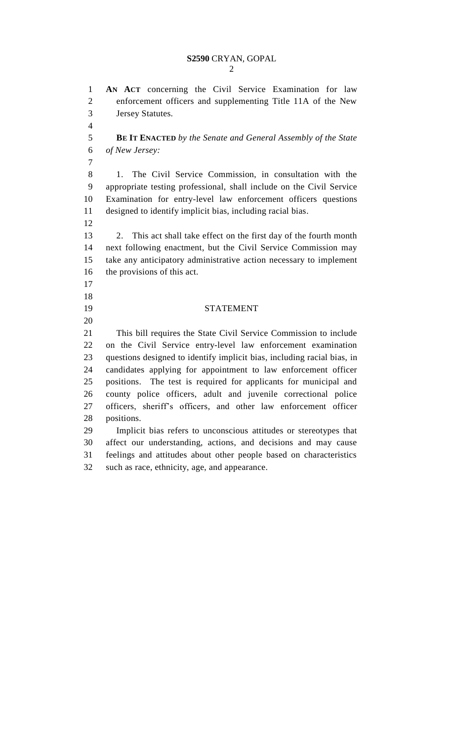**AN ACT** concerning the Civil Service Examination for law enforcement officers and supplementing Title 11A of the New Jersey Statutes.

**BE IT ENACTED** *by the Senate and General Assembly of the State of New Jersey:*

1. The Civil Service Commission, in consultation with the appropriate testing professional, shall include on the Civil Service Examination for entry-level law enforcement officers questions designed to identify implicit bias, including racial bias.

2. This act shall take effect on the first day of the fourth month next following enactment, but the Civil Service Commission may take any anticipatory administrative action necessary to implement the provisions of this act.

## STATEMENT

This bill requires the State Civil Service Commission to include on the Civil Service entry-level law enforcement examination questions designed to identify implicit bias, including racial bias, in candidates applying for appointment to law enforcement officer positions. The test is required for applicants for municipal and county police officers, adult and juvenile correctional police officers, sheriff's officers, and other law enforcement officer positions.

Implicit bias refers to unconscious attitudes or stereotypes that affect our understanding, actions, and decisions and may cause feelings and attitudes about other people based on characteristics such as race, ethnicity, age, and appearance.